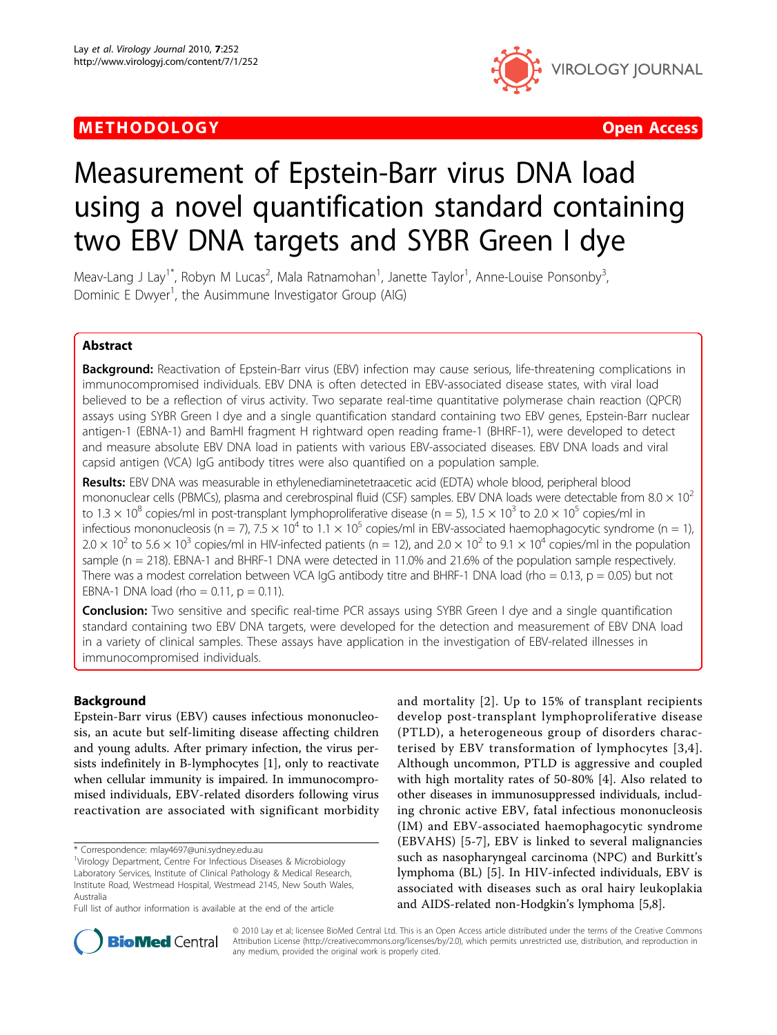METHODOLOGY **Open Access**

# Measurement of Epstein-Barr virus DNA load using a novel quantification standard containing two EBV DNA targets and SYBR Green I dye

Meav-Lang J Lay[1*], Robyn M Lucas[2], Mala Ratnamohan[1], Janette Taylor[1], Anne-Louise Ponsonby[3], Dominic E Dwyer[1], the Ausimmune Investigator Group (AIG)

## Abstract

**Background:** Reactivation of Epstein-Barr virus (EBV) infection may cause serious, life-threatening complications in immunocompromised individuals. EBV DNA is often detected in EBV-associated disease states, with viral load believed to be a reflection of virus activity. Two separate real-time quantitative polymerase chain reaction (QPCR) assays using SYBR Green I dye and a single quantification standard containing two EBV genes, Epstein-Barr nuclear antigen-1 (EBNA-1) and BamHI fragment H rightward open reading frame-1 (BHRF-1), were developed to detect and measure absolute EBV DNA load in patients with various EBV-associated diseases. EBV DNA loads and viral capsid antigen (VCA) IgG antibody titres were also quantified on a population sample.

**Results:** EBV DNA was measurable in ethylenediaminetetraacetic acid (EDTA) whole blood, peripheral blood mononuclear cells (PBMCs), plasma and cerebrospinal fluid (CSF) samples. EBV DNA loads were detectable from $8.0 \times 10^2$ to $1.3 \times 10^8$ copies/ml in post-transplant lymphoproliferative disease (n = 5), $1.5 \times 10^3$ to $2.0 \times 10^5$ copies/ml in infectious mononucleosis (n = 7), $7.5 \times 10^4$ to $1.1 \times 10^5$ copies/ml in EBV-associated haemophagocytic syndrome (n = 1), $2.0 \times 10^2$ to $5.6 \times 10^3$ copies/ml in HIV-infected patients (n = 12), and $2.0 \times 10^2$ to $9.1 \times 10^4$ copies/ml in the population sample (n = 218). EBNA-1 and BHRF-1 DNA were detected in 11.0% and 21.6% of the population sample respectively. There was a modest correlation between VCA IgG antibody titre and BHRF-1 DNA load (rho = 0.13, p = 0.05) but not EBNA-1 DNA load (rho = 0.11, p = 0.11).

**Conclusion:** Two sensitive and specific real-time PCR assays using SYBR Green I dye and a single quantification standard containing two EBV DNA targets, were developed for the detection and measurement of EBV DNA load in a variety of clinical samples. These assays have application in the investigation of EBV-related illnesses in immunocompromised individuals.

## Background

Epstein-Barr virus (EBV) causes infectious mononucleosis, an acute but self-limiting disease affecting children and young adults. After primary infection, the virus persists indefinitely in B-lymphocytes [1], only to reactivate when cellular immunity is impaired. In immunocompromised individuals, EBV-related disorders following virus reactivation are associated with significant morbidity and mortality [2]. Up to 15% of transplant recipients develop post-transplant lymphoproliferative disease (PTLD), a heterogeneous group of disorders characterised by EBV transformation of lymphocytes [3,4]. Although uncommon, PTLD is aggressive and coupled with high mortality rates of 50-80% [4]. Also related to other diseases in immunosuppressed individuals, including chronic active EBV, fatal infectious mononucleosis (IM) and EBV-associated haemophagocytic syndrome (EBVAHS) [5-7], EBV is linked to several malignancies such as nasopharyngeal carcinoma (NPC) and Burkitt's lymphoma (BL) [5]. In HIV-infected individuals, EBV is associated with diseases such as oral hairy leukoplakia and AIDS-related non-Hodgkin's lymphoma [5,8].

\* Correspondence: mlay4697@uni.sydney.edu.au
[1]Virology Department, Centre For Infectious Diseases & Microbiology Laboratory Services, Institute of Clinical Pathology & Medical Research, Institute Road, Westmead Hospital, Westmead 2145, New South Wales, Australia
Full list of author information is available at the end of the article

© 2010 Lay et al; licensee BioMed Central Ltd. This is an Open Access article distributed under the terms of the Creative Commons Attribution License (http://creativecommons.org/licenses/by/2.0), which permits unrestricted use, distribution, and reproduction in any medium, provided the original work is properly cited.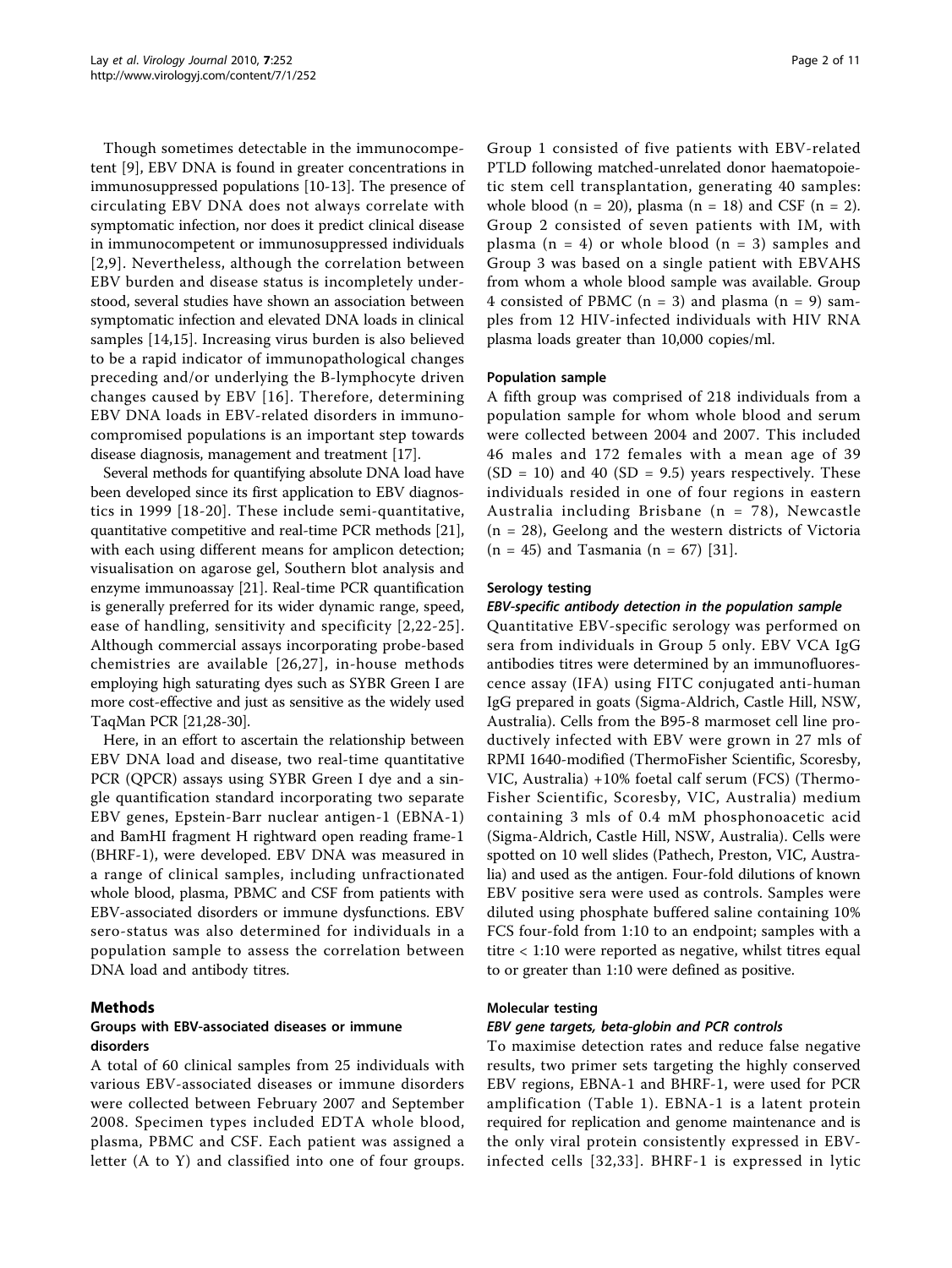Though sometimes detectable in the immunocompetent [9], EBV DNA is found in greater concentrations in immunosuppressed populations [10-13]. The presence of circulating EBV DNA does not always correlate with symptomatic infection, nor does it predict clinical disease in immunocompetent or immunosuppressed individuals [2,9]. Nevertheless, although the correlation between EBV burden and disease status is incompletely understood, several studies have shown an association between symptomatic infection and elevated DNA loads in clinical samples [14,15]. Increasing virus burden is also believed to be a rapid indicator of immunopathological changes preceding and/or underlying the B-lymphocyte driven changes caused by EBV [16]. Therefore, determining EBV DNA loads in EBV-related disorders in immunocompromised populations is an important step towards disease diagnosis, management and treatment [17].

Several methods for quantifying absolute DNA load have been developed since its first application to EBV diagnostics in 1999 [18-20]. These include semi-quantitative, quantitative competitive and real-time PCR methods [21], with each using different means for amplicon detection; visualisation on agarose gel, Southern blot analysis and enzyme immunoassay [21]. Real-time PCR quantification is generally preferred for its wider dynamic range, speed, ease of handling, sensitivity and specificity [2,22-25]. Although commercial assays incorporating probe-based chemistries are available [26,27], in-house methods employing high saturating dyes such as SYBR Green I are more cost-effective and just as sensitive as the widely used TaqMan PCR [21,28-30].

Here, in an effort to ascertain the relationship between EBV DNA load and disease, two real-time quantitative PCR (QPCR) assays using SYBR Green I dye and a single quantification standard incorporating two separate EBV genes, Epstein-Barr nuclear antigen-1 (EBNA-1) and BamHI fragment H rightward open reading frame-1 (BHRF-1), were developed. EBV DNA was measured in a range of clinical samples, including unfractionated whole blood, plasma, PBMC and CSF from patients with EBV-associated disorders or immune dysfunctions. EBV sero-status was also determined for individuals in a population sample to assess the correlation between DNA load and antibody titres.

## Methods

### Groups with EBV-associated diseases or immune disorders

A total of 60 clinical samples from 25 individuals with various EBV-associated diseases or immune disorders were collected between February 2007 and September 2008. Specimen types included EDTA whole blood, plasma, PBMC and CSF. Each patient was assigned a letter (A to Y) and classified into one of four groups. Group 1 consisted of five patients with EBV-related PTLD following matched-unrelated donor haematopoietic stem cell transplantation, generating 40 samples: whole blood (n = 20), plasma (n = 18) and CSF (n = 2). Group 2 consisted of seven patients with IM, with plasma (n = 4) or whole blood (n = 3) samples and Group 3 was based on a single patient with EBVAHS from whom a whole blood sample was available. Group 4 consisted of PBMC (n = 3) and plasma (n = 9) samples from 12 HIV-infected individuals with HIV RNA plasma loads greater than 10,000 copies/ml.

### Population sample

A fifth group was comprised of 218 individuals from a population sample for whom whole blood and serum were collected between 2004 and 2007. This included 46 males and 172 females with a mean age of 39 (SD = 10) and 40 (SD = 9.5) years respectively. These individuals resided in one of four regions in eastern Australia including Brisbane (n = 78), Newcastle (n = 28), Geelong and the western districts of Victoria (n = 45) and Tasmania (n = 67) [31].

### Serology testing

#### *EBV-specific antibody detection in the population sample*

Quantitative EBV-specific serology was performed on sera from individuals in Group 5 only. EBV VCA IgG antibodies titres were determined by an immunofluorescence assay (IFA) using FITC conjugated anti-human IgG prepared in goats (Sigma-Aldrich, Castle Hill, NSW, Australia). Cells from the B95-8 marmoset cell line productively infected with EBV were grown in 27 mls of RPMI 1640-modified (ThermoFisher Scientific, Scoresby, VIC, Australia) +10% foetal calf serum (FCS) (ThermoFisher Scientific, Scoresby, VIC, Australia) medium containing 3 mls of 0.4 mM phosphonoacetic acid (Sigma-Aldrich, Castle Hill, NSW, Australia). Cells were spotted on 10 well slides (Pathech, Preston, VIC, Australia) and used as the antigen. Four-fold dilutions of known EBV positive sera were used as controls. Samples were diluted using phosphate buffered saline containing 10% FCS four-fold from 1:10 to an endpoint; samples with a titre < 1:10 were reported as negative, whilst titres equal to or greater than 1:10 were defined as positive.

### Molecular testing

#### *EBV gene targets, beta-globin and PCR controls*

To maximise detection rates and reduce false negative results, two primer sets targeting the highly conserved EBV regions, EBNA-1 and BHRF-1, were used for PCR amplification (Table 1). EBNA-1 is a latent protein required for replication and genome maintenance and is the only viral protein consistently expressed in EBV-infected cells [32,33]. BHRF-1 is expressed in lytic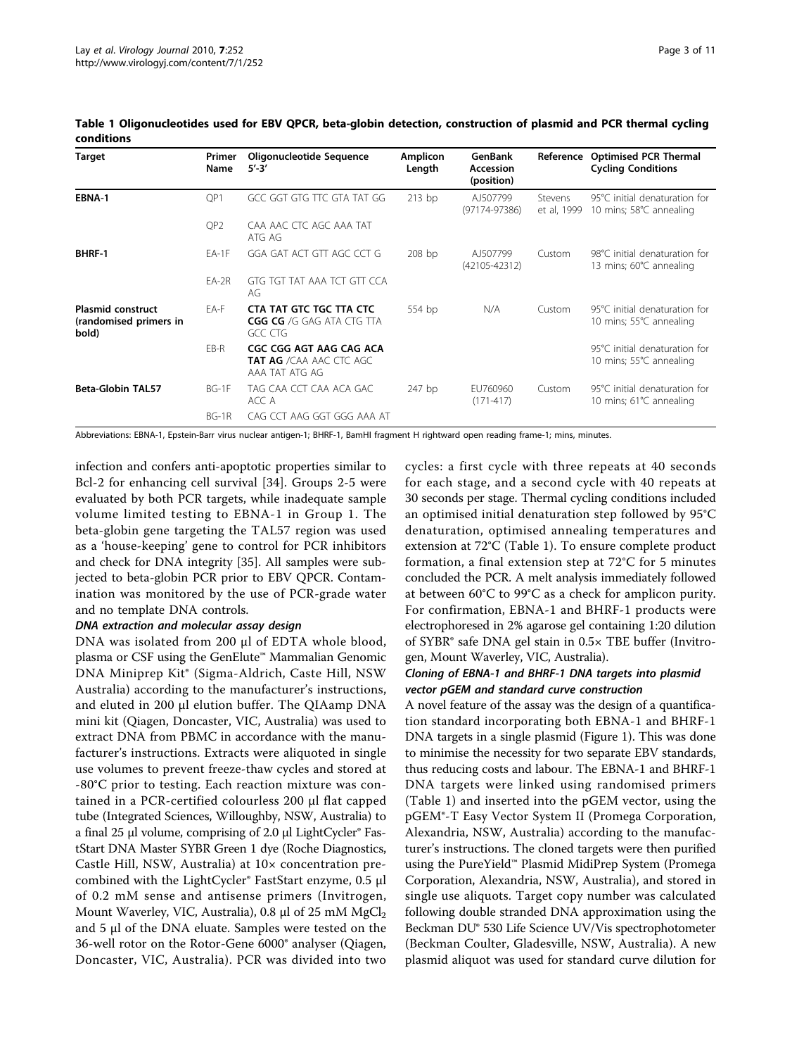**Table 1 Oligonucleotides used for EBV QPCR, beta-globin detection, construction of plasmid and PCR thermal cycling conditions**

| Target | Primer Name | Oligonucleotide Sequence 5'-3' | Amplicon Length | GenBank Accession (position) | Reference | Optimised PCR Thermal Cycling Conditions |
|---|---|---|---|---|---|---|
| **EBNA-1** | QP1 | GCC GGT GTG TTC GTA TAT GG | 213 bp | AJ507799 (97174-97386) | Stevens et al, 1999 | 95°C initial denaturation for 10 mins; 58°C annealing |
| | QP2 | CAA AAC CTC AGC AAA TAT ATG AG | | | | |
| **BHRF-1** | EA-1F | GGA GAT ACT GTT AGC CCT G | 208 bp | AJ507799 (42105-42312) | Custom | 98°C initial denaturation for 13 mins; 60°C annealing |
| | EA-2R | GTG TGT TAT AAA TCT GTT CCA AG | | | | |
| **Plasmid construct (randomised primers in bold)** | EA-F | **CTA TAT GTC TGC TTA CTC CGG CG** /G GAG ATA CTG TTA GCC CTG | 554 bp | N/A | Custom | 95°C initial denaturation for 10 mins; 55°C annealing |
| | EB-R | **CGC CGG AGT AAG CAG ACA TAT AG** /CAA AAC CTC AGC AAA TAT ATG AG | | | | 95°C initial denaturation for 10 mins; 55°C annealing |
| **Beta-Globin TAL57** | BG-1F | TAG CAA CCT CAA ACA GAC ACC A | 247 bp | EU760960 (171-417) | Custom | 95°C initial denaturation for 10 mins; 61°C annealing |
| | BG-1R | CAG CCT AAG GGT GGG AAA AT | | | | |

Abbreviations: EBNA-1, Epstein-Barr virus nuclear antigen-1; BHRF-1, BamHI fragment H rightward open reading frame-1; mins, minutes.

infection and confers anti-apoptotic properties similar to Bcl-2 for enhancing cell survival [34]. Groups 2-5 were evaluated by both PCR targets, while inadequate sample volume limited testing to EBNA-1 in Group 1. The beta-globin gene targeting the TAL57 region was used as a 'house-keeping' gene to control for PCR inhibitors and check for DNA integrity [35]. All samples were subjected to beta-globin PCR prior to EBV QPCR. Contamination was monitored by the use of PCR-grade water and no template DNA controls.

#### DNA extraction and molecular assay design

DNA was isolated from 200 µl of EDTA whole blood, plasma or CSF using the GenElute™ Mammalian Genomic DNA Miniprep Kit® (Sigma-Aldrich, Caste Hill, NSW Australia) according to the manufacturer's instructions, and eluted in 200 µl elution buffer. The QIAamp DNA mini kit (Qiagen, Doncaster, VIC, Australia) was used to extract DNA from PBMC in accordance with the manufacturer's instructions. Extracts were aliquoted in single use volumes to prevent freeze-thaw cycles and stored at -80°C prior to testing. Each reaction mixture was contained in a PCR-certified colourless 200 µl flat capped tube (Integrated Sciences, Willoughby, NSW, Australia) to a final 25 µl volume, comprising of 2.0 µl LightCycler® FastStart DNA Master SYBR Green 1 dye (Roche Diagnostics, Castle Hill, NSW, Australia) at 10× concentration precombined with the LightCycler® FastStart enzyme, 0.5 µl of 0.2 mM sense and antisense primers (Invitrogen, Mount Waverley, VIC, Australia), 0.8 µl of 25 mM $MgCl_2$ and 5 µl of the DNA eluate. Samples were tested on the 36-well rotor on the Rotor-Gene 6000® analyser (Qiagen, Doncaster, VIC, Australia). PCR was divided into two cycles: a first cycle with three repeats at 40 seconds for each stage, and a second cycle with 40 repeats at 30 seconds per stage. Thermal cycling conditions included an optimised initial denaturation step followed by 95°C denaturation, optimised annealing temperatures and extension at 72°C (Table 1). To ensure complete product formation, a final extension step at 72°C for 5 minutes concluded the PCR. A melt analysis immediately followed at between 60°C to 99°C as a check for amplicon purity. For confirmation, EBNA-1 and BHRF-1 products were electrophoresed in 2% agarose gel containing 1:20 dilution of SYBR® safe DNA gel stain in 0.5× TBE buffer (Invitrogen, Mount Waverley, VIC, Australia).

#### Cloning of EBNA-1 and BHRF-1 DNA targets into plasmid vector pGEM and standard curve construction

A novel feature of the assay was the design of a quantification standard incorporating both EBNA-1 and BHRF-1 DNA targets in a single plasmid (Figure 1). This was done to minimise the necessity for two separate EBV standards, thus reducing costs and labour. The EBNA-1 and BHRF-1 DNA targets were linked using randomised primers (Table 1) and inserted into the pGEM vector, using the pGEM®-T Easy Vector System II (Promega Corporation, Alexandria, NSW, Australia) according to the manufacturer's instructions. The cloned targets were then purified using the PureYield™ Plasmid MidiPrep System (Promega Corporation, Alexandria, NSW, Australia), and stored in single use aliquots. Target copy number was calculated following double stranded DNA approximation using the Beckman DU® 530 Life Science UV/Vis spectrophotometer (Beckman Coulter, Gladesville, NSW, Australia). A new plasmid aliquot was used for standard curve dilution for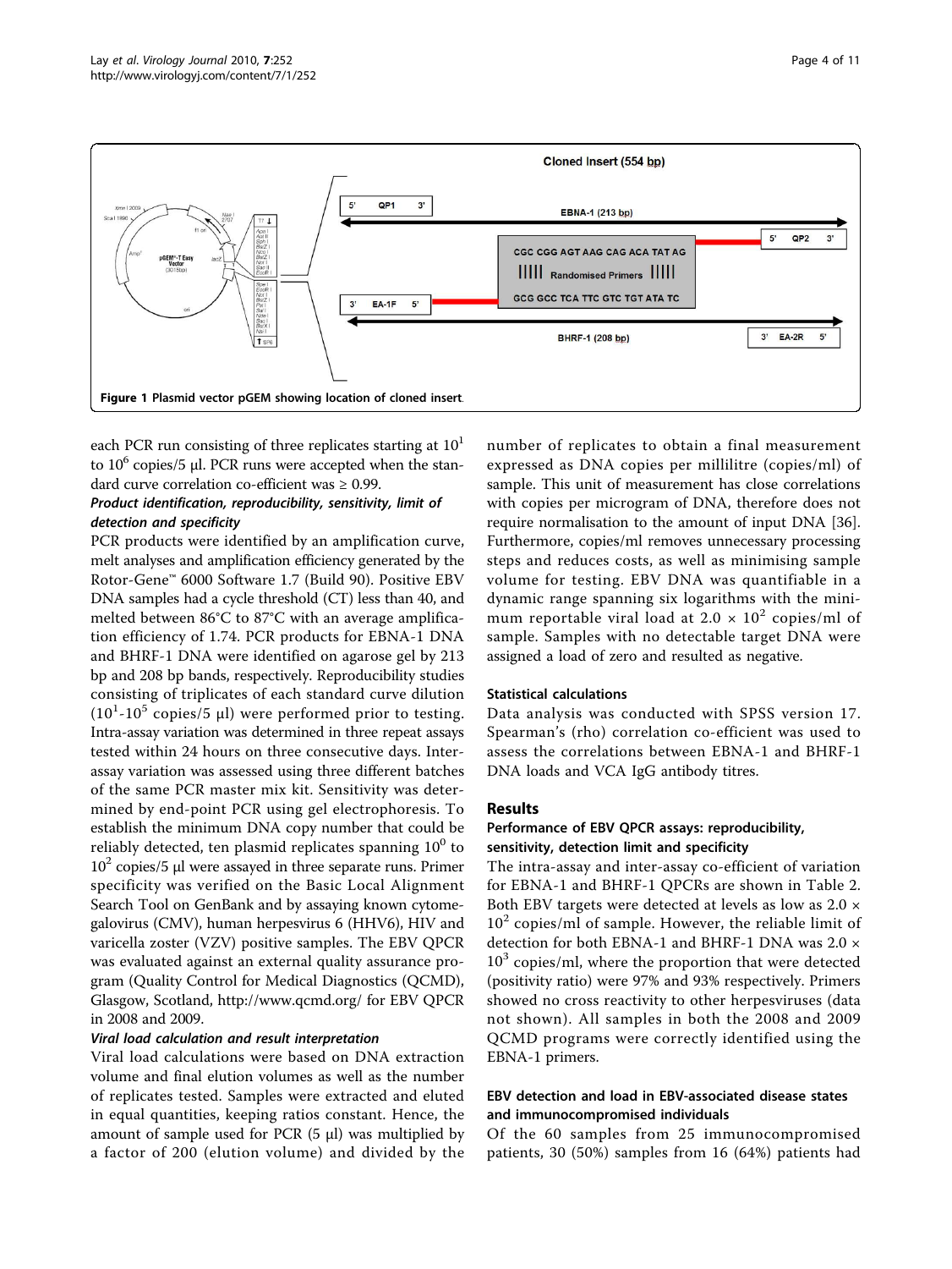Figure 1 Plasmid vector pGEM showing location of cloned insert.

each PCR run consisting of three replicates starting at $10^1$ to $10^6$ copies/5 μl. PCR runs were accepted when the standard curve correlation co-efficient was ≥ 0.99.

### *Product identification, reproducibility, sensitivity, limit of detection and specificity*

PCR products were identified by an amplification curve, melt analyses and amplification efficiency generated by the Rotor-Gene™ 6000 Software 1.7 (Build 90). Positive EBV DNA samples had a cycle threshold (CT) less than 40, and melted between 86°C to 87°C with an average amplification efficiency of 1.74. PCR products for EBNA-1 DNA and BHRF-1 DNA were identified on agarose gel by 213 bp and 208 bp bands, respectively. Reproducibility studies consisting of triplicates of each standard curve dilution ($10^1$-$10^5$ copies/5 μl) were performed prior to testing. Intra-assay variation was determined in three repeat assays tested within 24 hours on three consecutive days. Inter-assay variation was assessed using three different batches of the same PCR master mix kit. Sensitivity was determined by end-point PCR using gel electrophoresis. To establish the minimum DNA copy number that could be reliably detected, ten plasmid replicates spanning $10^0$ to $10^2$ copies/5 μl were assayed in three separate runs. Primer specificity was verified on the Basic Local Alignment Search Tool on GenBank and by assaying known cytomegalovirus (CMV), human herpesvirus 6 (HHV6), HIV and varicella zoster (VZV) positive samples. The EBV QPCR was evaluated against an external quality assurance program (Quality Control for Medical Diagnostics (QCMD), Glasgow, Scotland, http://www.qcmd.org/ for EBV QPCR in 2008 and 2009.

### *Viral load calculation and result interpretation*

Viral load calculations were based on DNA extraction volume and final elution volumes as well as the number of replicates tested. Samples were extracted and eluted in equal quantities, keeping ratios constant. Hence, the amount of sample used for PCR (5 μl) was multiplied by a factor of 200 (elution volume) and divided by the number of replicates to obtain a final measurement expressed as DNA copies per millilitre (copies/ml) of sample. This unit of measurement has close correlations with copies per microgram of DNA, therefore does not require normalisation to the amount of input DNA [36]. Furthermore, copies/ml removes unnecessary processing steps and reduces costs, as well as minimising sample volume for testing. EBV DNA was quantifiable in a dynamic range spanning six logarithms with the minimum reportable viral load at $2.0 \times 10^2$ copies/ml of sample. Samples with no detectable target DNA were assigned a load of zero and resulted as negative.

### Statistical calculations

Data analysis was conducted with SPSS version 17. Spearman's (rho) correlation co-efficient was used to assess the correlations between EBNA-1 and BHRF-1 DNA loads and VCA IgG antibody titres.

## Results

### Performance of EBV QPCR assays: reproducibility, sensitivity, detection limit and specificity

The intra-assay and inter-assay co-efficient of variation for EBNA-1 and BHRF-1 QPCRs are shown in Table 2. Both EBV targets were detected at levels as low as $2.0 \times 10^2$ copies/ml of sample. However, the reliable limit of detection for both EBNA-1 and BHRF-1 DNA was $2.0 \times 10^3$ copies/ml, where the proportion that were detected (positivity ratio) were 97% and 93% respectively. Primers showed no cross reactivity to other herpesviruses (data not shown). All samples in both the 2008 and 2009 QCMD programs were correctly identified using the EBNA-1 primers.

### EBV detection and load in EBV-associated disease states and immunocompromised individuals

Of the 60 samples from 25 immunocompromised patients, 30 (50%) samples from 16 (64%) patients had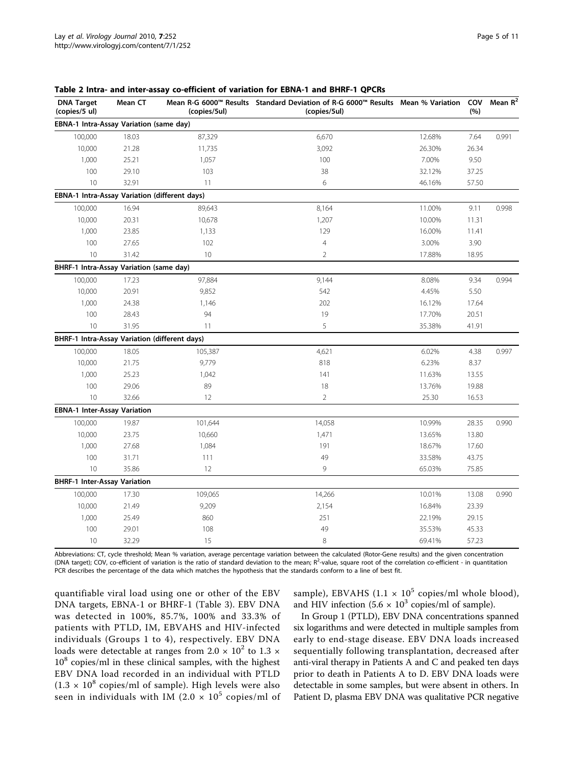**Table 2 Intra- and inter-assay co-efficient of variation for EBNA-1 and BHRF-1 QPCRs**

| DNA Target (copies/5 ul) | Mean CT | Mean R-G 6000™ Results (copies/5ul) | Standard Deviation of R-G 6000™ Results (copies/5ul) | Mean % Variation | COV (%) | Mean $R^2$ |
|---|---|---|---|---|---|---|
| **EBNA-1 Intra-Assay Variation (same day)** | | | | | | |
| 100,000 | 18.03 | 87,329 | 6,670 | 12.68% | 7.64 | 0.991 |
| 10,000 | 21.28 | 11,735 | 3,092 | 26.30% | 26.34 | |
| 1,000 | 25.21 | 1,057 | 100 | 7.00% | 9.50 | |
| 100 | 29.10 | 103 | 38 | 32.12% | 37.25 | |
| 10 | 32.91 | 11 | 6 | 46.16% | 57.50 | |
| **EBNA-1 Intra-Assay Variation (different days)** | | | | | | |
| 100,000 | 16.94 | 89,643 | 8,164 | 11.00% | 9.11 | 0.998 |
| 10,000 | 20.31 | 10,678 | 1,207 | 10.00% | 11.31 | |
| 1,000 | 23.85 | 1,133 | 129 | 16.00% | 11.41 | |
| 100 | 27.65 | 102 | 4 | 3.00% | 3.90 | |
| 10 | 31.42 | 10 | 2 | 17.88% | 18.95 | |
| **BHRF-1 Intra-Assay Variation (same day)** | | | | | | |
| 100,000 | 17.23 | 97,884 | 9,144 | 8.08% | 9.34 | 0.994 |
| 10,000 | 20.91 | 9,852 | 542 | 4.45% | 5.50 | |
| 1,000 | 24.38 | 1,146 | 202 | 16.12% | 17.64 | |
| 100 | 28.43 | 94 | 19 | 17.70% | 20.51 | |
| 10 | 31.95 | 11 | 5 | 35.38% | 41.91 | |
| **BHRF-1 Intra-Assay Variation (different days)** | | | | | | |
| 100,000 | 18.05 | 105,387 | 4,621 | 6.02% | 4.38 | 0.997 |
| 10,000 | 21.75 | 9,779 | 818 | 6.23% | 8.37 | |
| 1,000 | 25.23 | 1,042 | 141 | 11.63% | 13.55 | |
| 100 | 29.06 | 89 | 18 | 13.76% | 19.88 | |
| 10 | 32.66 | 12 | 2 | 25.30 | 16.53 | |
| **EBNA-1 Inter-Assay Variation** | | | | | | |
| 100,000 | 19.87 | 101,644 | 14,058 | 10.99% | 28.35 | 0.990 |
| 10,000 | 23.75 | 10,660 | 1,471 | 13.65% | 13.80 | |
| 1,000 | 27.68 | 1,084 | 191 | 18.67% | 17.60 | |
| 100 | 31.71 | 111 | 49 | 33.58% | 43.75 | |
| 10 | 35.86 | 12 | 9 | 65.03% | 75.85 | |
| **BHRF-1 Inter-Assay Variation** | | | | | | |
| 100,000 | 17.30 | 109,065 | 14,266 | 10.01% | 13.08 | 0.990 |
| 10,000 | 21.49 | 9,209 | 2,154 | 16.84% | 23.39 | |
| 1,000 | 25.49 | 860 | 251 | 22.19% | 29.15 | |
| 100 | 29.01 | 108 | 49 | 35.53% | 45.33 | |
| 10 | 32.29 | 15 | 8 | 69.41% | 57.23 | |

Abbreviations: CT, cycle threshold; Mean % variation, average percentage variation between the calculated (Rotor-Gene results) and the given concentration (DNA target); COV, co-efficient of variation is the ratio of standard deviation to the mean; $R^2$-value, square root of the correlation co-efficient - in quantitation PCR describes the percentage of the data which matches the hypothesis that the standards conform to a line of best fit.

quantifiable viral load using one or other of the EBV DNA targets, EBNA-1 or BHRF-1 (Table 3). EBV DNA was detected in 100%, 85.7%, 100% and 33.3% of patients with PTLD, IM, EBVAHS and HIV-infected individuals (Groups 1 to 4), respectively. EBV DNA loads were detectable at ranges from $2.0 \times 10^2$ to $1.3 \times 10^8$ copies/ml in these clinical samples, with the highest EBV DNA load recorded in an individual with PTLD ($1.3 \times 10^8$ copies/ml of sample). High levels were also seen in individuals with IM ($2.0 \times 10^5$ copies/ml of sample), EBVAHS ($1.1 \times 10^5$ copies/ml whole blood), and HIV infection ($5.6 \times 10^3$ copies/ml of sample).

In Group 1 (PTLD), EBV DNA concentrations spanned six logarithms and were detected in multiple samples from early to end-stage disease. EBV DNA loads increased sequentially following transplantation, decreased after anti-viral therapy in Patients A and C and peaked ten days prior to death in Patients A to D. EBV DNA loads were detectable in some samples, but were absent in others. In Patient D, plasma EBV DNA was qualitative PCR negative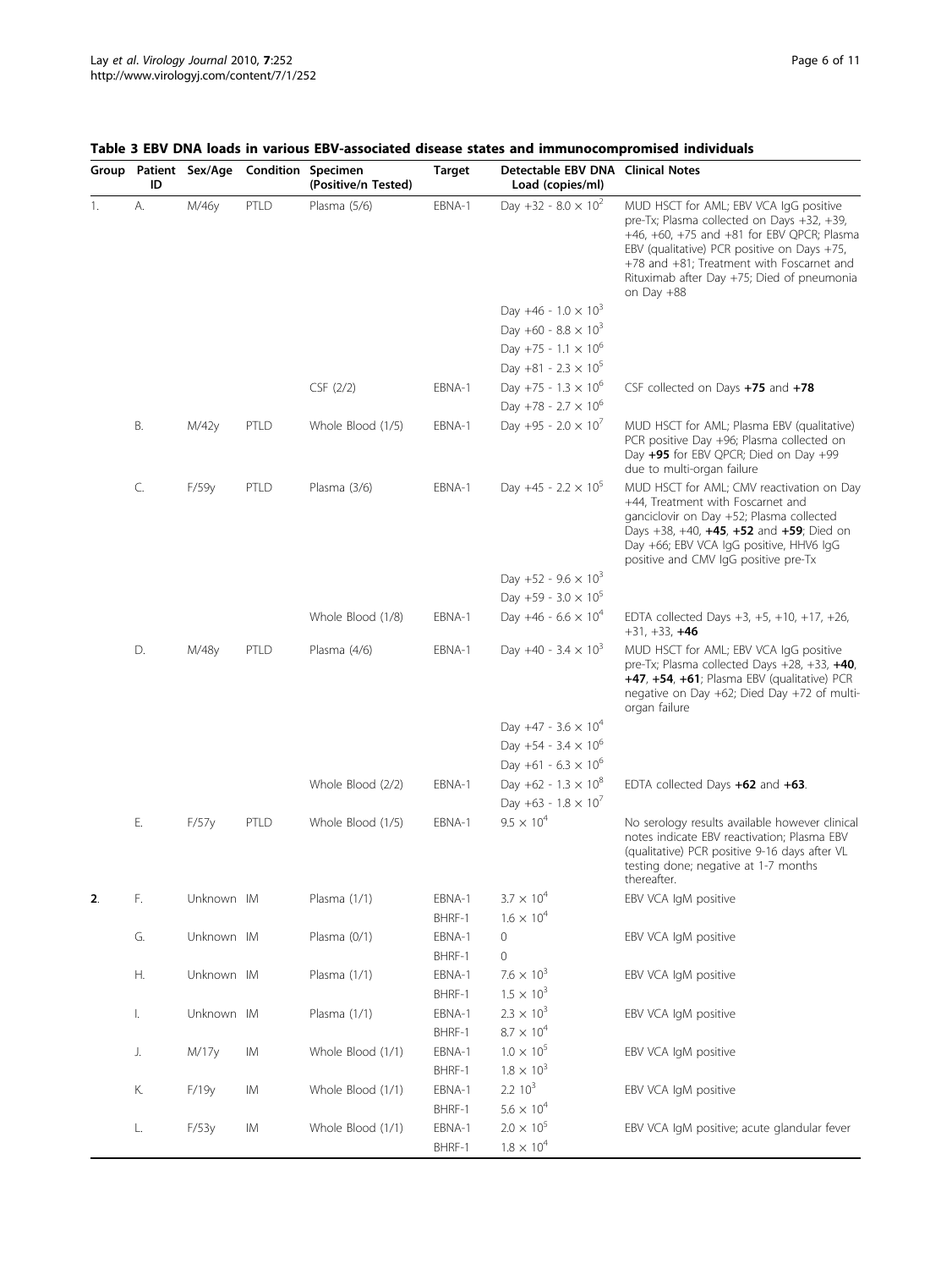**Table 3 EBV DNA loads in various EBV-associated disease states and immunocompromised individuals**

| Group | Patient ID | Sex/Age | Condition | Specimen (Positive/n Tested) | Target | Detectable EBV DNA Load (copies/ml) | Clinical Notes |
|---|---|---|---|---|---|---|---|
| 1. | A. | M/46y | PTLD | Plasma (5/6) | EBNA-1 | Day +32 - $8.0 \times 10^2$ | MUD HSCT for AML; EBV VCA IgG positive pre-Tx; Plasma collected on Days +32, +39, +46, +60, +75 and +81 for EBV QPCR; Plasma EBV (qualitative) PCR positive on Days +75, +78 and +81; Treatment with Foscarnet and Rituximab after Day +75; Died of pneumonia on Day +88 |
| | | | | | | Day +46 - $1.0 \times 10^3$ | |
| | | | | | | Day +60 - $8.8 \times 10^3$ | |
| | | | | | | Day +75 - $1.1 \times 10^6$ | |
| | | | | | | Day +81 - $2.3 \times 10^5$ | |
| | | | | CSF (2/2) | EBNA-1 | Day +75 - $1.3 \times 10^6$ | CSF collected on Days **+75** and **+78** |
| | | | | | | Day +78 - $2.7 \times 10^6$ | |
| | B. | M/42y | PTLD | Whole Blood (1/5) | EBNA-1 | Day +95 - $2.0 \times 10^7$ | MUD HSCT for AML; Plasma EBV (qualitative) PCR positive Day +96; Plasma collected on Day **+95** for EBV QPCR; Died on Day +99 due to multi-organ failure |
| | C. | F/59y | PTLD | Plasma (3/6) | EBNA-1 | Day +45 - $2.2 \times 10^5$ | MUD HSCT for AML; CMV reactivation on Day +44, Treatment with Foscarnet and ganciclovir on Day +52; Plasma collected Days +38, +40, **+45**, **+52** and **+59**; Died on Day +66; EBV VCA IgG positive, HHV6 IgG positive and CMV IgG positive pre-Tx |
| | | | | | | Day +52 - $9.6 \times 10^3$ | |
| | | | | | | Day +59 - $3.0 \times 10^5$ | |
| | | | | Whole Blood (1/8) | EBNA-1 | Day +46 - $6.6 \times 10^4$ | EDTA collected Days +3, +5, +10, +17, +26, +31, +33, **+46** |
| | D. | M/48y | PTLD | Plasma (4/6) | EBNA-1 | Day +40 - $3.4 \times 10^3$ | MUD HSCT for AML; EBV VCA IgG positive pre-Tx; Plasma collected Days +28, +33, **+40**, **+47**, **+54**, **+61**; Plasma EBV (qualitative) PCR negative on Day +62; Died Day +72 of multi-organ failure |
| | | | | | | Day +47 - $3.6 \times 10^4$ | |
| | | | | | | Day +54 - $3.4 \times 10^6$ | |
| | | | | | | Day +61 - $6.3 \times 10^6$ | |
| | | | | Whole Blood (2/2) | EBNA-1 | Day +62 - $1.3 \times 10^8$ | EDTA collected Days **+62** and **+63**. |
| | | | | | | Day +63 - $1.8 \times 10^7$ | |
| | E. | F/57y | PTLD | Whole Blood (1/5) | EBNA-1 | $9.5 \times 10^4$ | No serology results available however clinical notes indicate EBV reactivation; Plasma EBV (qualitative) PCR positive 9-16 days after VL testing done; negative at 1-7 months thereafter. |
| **2**. | F. | Unknown | IM | Plasma (1/1) | EBNA-1 | $3.7 \times 10^4$ | EBV VCA IgM positive |
| | | | | | BHRF-1 | $1.6 \times 10^4$ | |
| | G. | Unknown | IM | Plasma (0/1) | EBNA-1 | 0 | EBV VCA IgM positive |
| | | | | | BHRF-1 | 0 | |
| | H. | Unknown | IM | Plasma (1/1) | EBNA-1 | $7.6 \times 10^3$ | EBV VCA IgM positive |
| | | | | | BHRF-1 | $1.5 \times 10^3$ | |
| | I. | Unknown | IM | Plasma (1/1) | EBNA-1 | $2.3 \times 10^3$ | EBV VCA IgM positive |
| | | | | | BHRF-1 | $8.7 \times 10^4$ | |
| | J. | M/17y | IM | Whole Blood (1/1) | EBNA-1 | $1.0 \times 10^5$ | EBV VCA IgM positive |
| | | | | | BHRF-1 | $1.8 \times 10^3$ | |
| | K. | F/19y | IM | Whole Blood (1/1) | EBNA-1 | $2.2\ 10^3$ | EBV VCA IgM positive |
| | | | | | BHRF-1 | $5.6 \times 10^4$ | |
| | L. | F/53y | IM | Whole Blood (1/1) | EBNA-1 | $2.0 \times 10^5$ | EBV VCA IgM positive; acute glandular fever |
| | | | | | BHRF-1 | $1.8 \times 10^4$ | |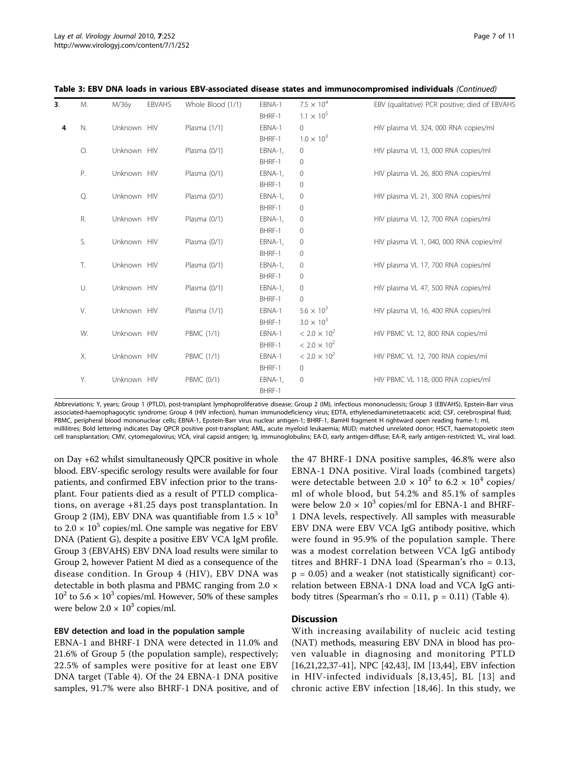**Table 3: EBV DNA loads in various EBV-associated disease states and immunocompromised individuals** *(Continued)*

| | | | | | | | |
|---|---|---|---|---|---|---|---|
| **3**. | M. | M/36y | EBVAHS | Whole Blood (1/1) | EBNA-1 | $7.5 \times 10^4$ | EBV (qualitative) PCR positive; died of EBVAHS |
| | | | | | BHRF-1 | $1.1 \times 10^5$ | |
| **4**. | N. | Unknown | HIV | Plasma (1/1) | EBNA-1 | 0 | HIV plasma VL 324, 000 RNA copies/ml |
| | | | | | BHRF-1 | $1.0 \times 10^3$ | |
| | O. | Unknown | HIV | Plasma (0/1) | EBNA-1, | 0 | HIV plasma VL 13, 000 RNA copies/ml |
| | | | | | BHRF-1 | 0 | |
| | P. | Unknown | HIV | Plasma (0/1) | EBNA-1, | 0 | HIV plasma VL 26, 800 RNA copies/ml |
| | | | | | BHRF-1 | 0 | |
| | Q. | Unknown | HIV | Plasma (0/1) | EBNA-1, | 0 | HIV plasma VL 21, 300 RNA copies/ml |
| | | | | | BHRF-1 | 0 | |
| | R. | Unknown | HIV | Plasma (0/1) | EBNA-1, | 0 | HIV plasma VL 12, 700 RNA copies/ml |
| | | | | | BHRF-1 | 0 | |
| | S. | Unknown | HIV | Plasma (0/1) | EBNA-1, | 0 | HIV plasma VL 1, 040, 000 RNA copies/ml |
| | | | | | BHRF-1 | 0 | |
| | T. | Unknown | HIV | Plasma (0/1) | EBNA-1, | 0 | HIV plasma VL 17, 700 RNA copies/ml |
| | | | | | BHRF-1 | 0 | |
| | U. | Unknown | HIV | Plasma (0/1) | EBNA-1, | 0 | HIV plasma VL 47, 500 RNA copies/ml |
| | | | | | BHRF-1 | 0 | |
| | V. | Unknown | HIV | Plasma (1/1) | EBNA-1 | $5.6 \times 10^3$ | HIV plasma VL 16, 400 RNA copies/ml |
| | | | | | BHRF-1 | $3.0 \times 10^3$ | |
| | W. | Unknown | HIV | PBMC (1/1) | EBNA-1 | $< 2.0 \times 10^2$ | HIV PBMC VL 12, 800 RNA copies/ml |
| | | | | | BHRF-1 | $< 2.0 \times 10^2$ | |
| | X. | Unknown | HIV | PBMC (1/1) | EBNA-1 | $< 2.0 \times 10^2$ | HIV PBMC VL 12, 700 RNA copies/ml |
| | | | | | BHRF-1 | 0 | |
| | Y. | Unknown | HIV | PBMC (0/1) | EBNA-1, | 0 | HIV PBMC VL 118, 000 RNA copies/ml |
| | | | | | BHRF-1 | | |

Abbreviations: Y, years; Group 1 (PTLD), post-transplant lymphoproliferative disease; Group 2 (IM), infectious mononucleosis; Group 3 (EBVAHS), Epstein-Barr virus associated-haemophagocytic syndrome; Group 4 (HIV infection), human immunodeficiency virus; EDTA, ethylenediaminetetraacetic acid; CSF, cerebrospinal fluid; PBMC, peripheral blood mononuclear cells; EBNA-1, Epstein-Barr virus nuclear antigen-1; BHRF-1, BamHI fragment H rightward open reading frame-1; ml, millilitres; Bold lettering indicates Day QPCR positive post-transplant; AML, acute myeloid leukaemia; MUD; matched unrelated donor; HSCT, haematopoietic stem cell transplantation; CMV, cytomegalovirus; VCA, viral capsid antigen; Ig, immunoglobulins; EA-D, early antigen-diffuse; EA-R, early antigen-restricted; VL, viral load.

on Day +62 whilst simultaneously QPCR positive in whole blood. EBV-specific serology results were available for four patients, and confirmed EBV infection prior to the transplant. Four patients died as a result of PTLD complications, on average +81.25 days post transplantation. In Group 2 (IM), EBV DNA was quantifiable from $1.5 \times 10^3$ to $2.0 \times 10^5$ copies/ml. One sample was negative for EBV DNA (Patient G), despite a positive EBV VCA IgM profile. Group 3 (EBVAHS) EBV DNA load results were similar to Group 2, however Patient M died as a consequence of the disease condition. In Group 4 (HIV), EBV DNA was detectable in both plasma and PBMC ranging from $2.0 \times 10^2$ to $5.6 \times 10^3$ copies/ml. However, 50% of these samples were below $2.0 \times 10^3$ copies/ml.

#### EBV detection and load in the population sample

EBNA-1 and BHRF-1 DNA were detected in 11.0% and 21.6% of Group 5 (the population sample), respectively; 22.5% of samples were positive for at least one EBV DNA target (Table 4). Of the 24 EBNA-1 DNA positive samples, 91.7% were also BHRF-1 DNA positive, and of the 47 BHRF-1 DNA positive samples, 46.8% were also EBNA-1 DNA positive. Viral loads (combined targets) were detectable between $2.0 \times 10^2$ to $6.2 \times 10^4$ copies/ml of whole blood, but 54.2% and 85.1% of samples were below $2.0 \times 10^3$ copies/ml for EBNA-1 and BHRF-1 DNA levels, respectively. All samples with measurable EBV DNA were EBV VCA IgG antibody positive, which were found in 95.9% of the population sample. There was a modest correlation between VCA IgG antibody titres and BHRF-1 DNA load (Spearman's rho = 0.13, $p = 0.05$) and a weaker (not statistically significant) correlation between EBNA-1 DNA load and VCA IgG antibody titres (Spearman's rho = 0.11, $p = 0.11$) (Table 4).

## Discussion

With increasing availability of nucleic acid testing (NAT) methods, measuring EBV DNA in blood has proven valuable in diagnosing and monitoring PTLD [16,21,22,37-41], NPC [42,43], IM [13,44], EBV infection in HIV-infected individuals [8,13,45], BL [13] and chronic active EBV infection [18,46]. In this study, we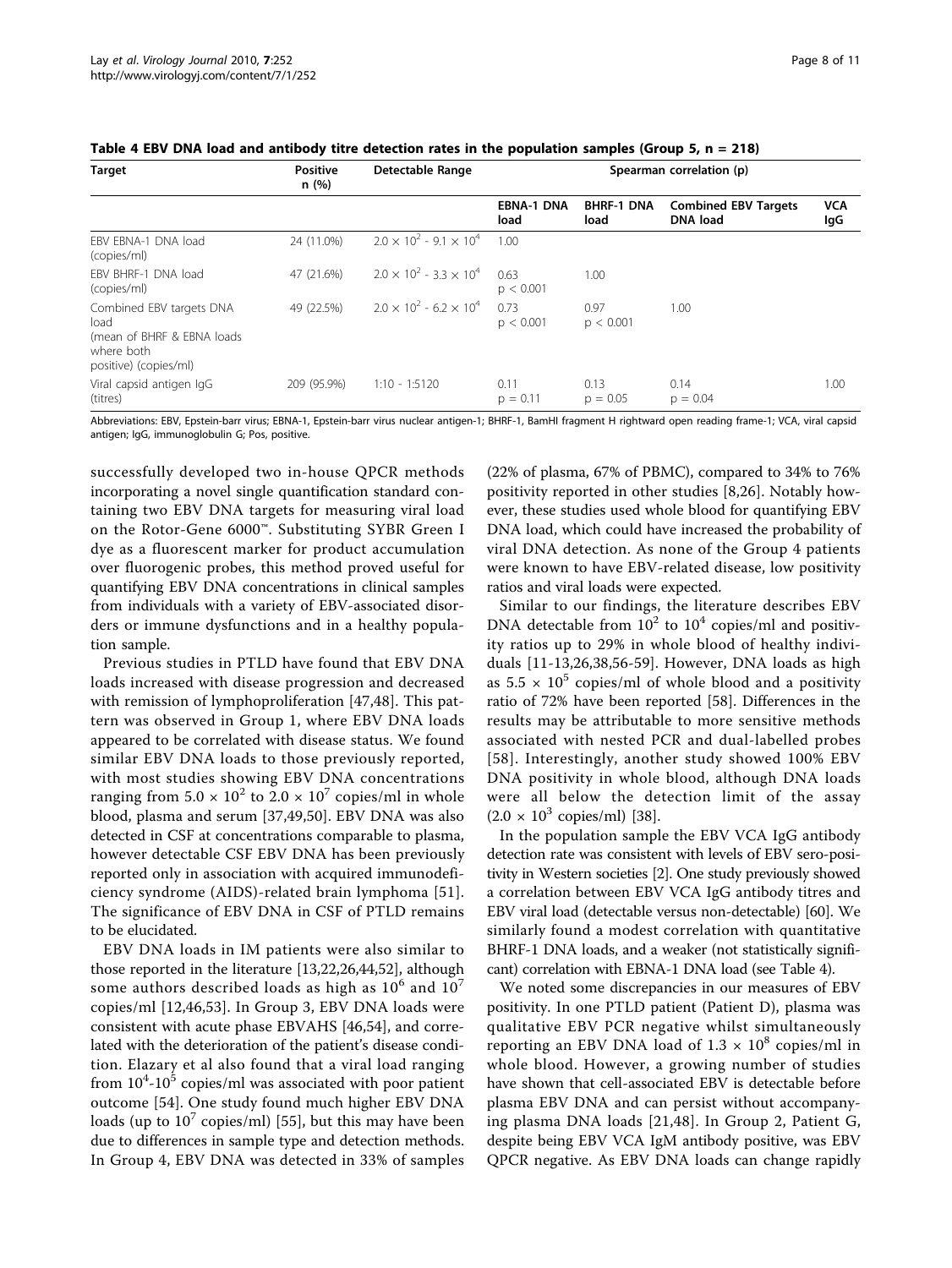**Table 4 EBV DNA load and antibody titre detection rates in the population samples (Group 5, n = 218)**

| Target | Positive n (%) | Detectable Range | Spearman correlation (p) | | | |
|---|---|---|---|---|---|---|
| | | | EBNA-1 DNA load | BHRF-1 DNA load | Combined EBV Targets DNA load | VCA IgG |
| EBV EBNA-1 DNA load (copies/ml) | 24 (11.0%) | $2.0 \times 10^2$ - $9.1 \times 10^4$ | 1.00 | | | |
| EBV BHRF-1 DNA load (copies/ml) | 47 (21.6%) | $2.0 \times 10^2$ - $3.3 \times 10^4$ | 0.63 $p < 0.001$ | 1.00 | | |
| Combined EBV targets DNA load (mean of BHRF & EBNA loads where both positive) (copies/ml) | 49 (22.5%) | $2.0 \times 10^2$ - $6.2 \times 10^4$ | 0.73 $p < 0.001$ | 0.97 $p < 0.001$ | 1.00 | |
| Viral capsid antigen IgG (titres) | 209 (95.9%) | 1:10 - 1:5120 | 0.11 $p = 0.11$ | 0.13 $p = 0.05$ | 0.14 $p = 0.04$ | 1.00 |

Abbreviations: EBV, Epstein-barr virus; EBNA-1, Epstein-barr virus nuclear antigen-1; BHRF-1, BamHI fragment H rightward open reading frame-1; VCA, viral capsid antigen; IgG, immunoglobulin G; Pos, positive.

successfully developed two in-house QPCR methods incorporating a novel single quantification standard containing two EBV DNA targets for measuring viral load on the Rotor-Gene 6000™. Substituting SYBR Green I dye as a fluorescent marker for product accumulation over fluorogenic probes, this method proved useful for quantifying EBV DNA concentrations in clinical samples from individuals with a variety of EBV-associated disorders or immune dysfunctions and in a healthy population sample.

Previous studies in PTLD have found that EBV DNA loads increased with disease progression and decreased with remission of lymphoproliferation [47,48]. This pattern was observed in Group 1, where EBV DNA loads appeared to be correlated with disease status. We found similar EBV DNA loads to those previously reported, with most studies showing EBV DNA concentrations ranging from $5.0 \times 10^2$ to $2.0 \times 10^7$ copies/ml in whole blood, plasma and serum [37,49,50]. EBV DNA was also detected in CSF at concentrations comparable to plasma, however detectable CSF EBV DNA has been previously reported only in association with acquired immunodeficiency syndrome (AIDS)-related brain lymphoma [51]. The significance of EBV DNA in CSF of PTLD remains to be elucidated.

EBV DNA loads in IM patients were also similar to those reported in the literature [13,22,26,44,52], although some authors described loads as high as $10^6$ and $10^7$ copies/ml [12,46,53]. In Group 3, EBV DNA loads were consistent with acute phase EBVAHS [46,54], and correlated with the deterioration of the patient's disease condition. Elazary et al also found that a viral load ranging from $10^4$-$10^5$ copies/ml was associated with poor patient outcome [54]. One study found much higher EBV DNA loads (up to $10^7$ copies/ml) [55], but this may have been due to differences in sample type and detection methods. In Group 4, EBV DNA was detected in 33% of samples (22% of plasma, 67% of PBMC), compared to 34% to 76% positivity reported in other studies [8,26]. Notably however, these studies used whole blood for quantifying EBV DNA load, which could have increased the probability of viral DNA detection. As none of the Group 4 patients were known to have EBV-related disease, low positivity ratios and viral loads were expected.

Similar to our findings, the literature describes EBV DNA detectable from $10^2$ to $10^4$ copies/ml and positivity ratios up to 29% in whole blood of healthy individuals [11-13,26,38,56-59]. However, DNA loads as high as $5.5 \times 10^5$ copies/ml of whole blood and a positivity ratio of 72% have been reported [58]. Differences in the results may be attributable to more sensitive methods associated with nested PCR and dual-labelled probes [58]. Interestingly, another study showed 100% EBV DNA positivity in whole blood, although DNA loads were all below the detection limit of the assay ($2.0 \times 10^3$ copies/ml) [38].

In the population sample the EBV VCA IgG antibody detection rate was consistent with levels of EBV sero-positivity in Western societies [2]. One study previously showed a correlation between EBV VCA IgG antibody titres and EBV viral load (detectable versus non-detectable) [60]. We similarly found a modest correlation with quantitative BHRF-1 DNA loads, and a weaker (not statistically significant) correlation with EBNA-1 DNA load (see Table 4).

We noted some discrepancies in our measures of EBV positivity. In one PTLD patient (Patient D), plasma was qualitative EBV PCR negative whilst simultaneously reporting an EBV DNA load of $1.3 \times 10^8$ copies/ml in whole blood. However, a growing number of studies have shown that cell-associated EBV is detectable before plasma EBV DNA and can persist without accompanying plasma DNA loads [21,48]. In Group 2, Patient G, despite being EBV VCA IgM antibody positive, was EBV QPCR negative. As EBV DNA loads can change rapidly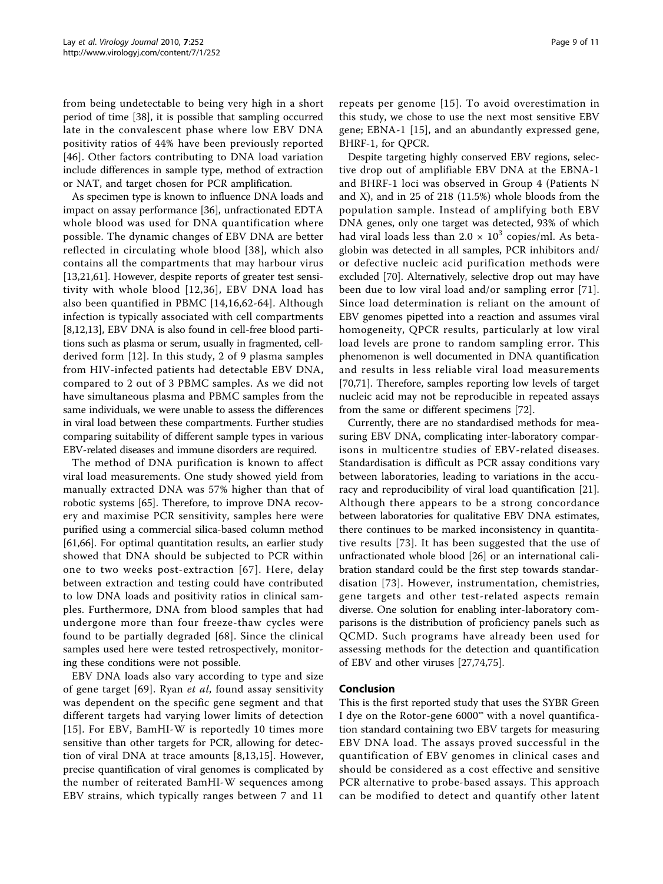from being undetectable to being very high in a short period of time [38], it is possible that sampling occurred late in the convalescent phase where low EBV DNA positivity ratios of 44% have been previously reported [46]. Other factors contributing to DNA load variation include differences in sample type, method of extraction or NAT, and target chosen for PCR amplification.

As specimen type is known to influence DNA loads and impact on assay performance [36], unfractionated EDTA whole blood was used for DNA quantification where possible. The dynamic changes of EBV DNA are better reflected in circulating whole blood [38], which also contains all the compartments that may harbour virus [13,21,61]. However, despite reports of greater test sensitivity with whole blood [12,36], EBV DNA load has also been quantified in PBMC [14,16,62-64]. Although infection is typically associated with cell compartments [8,12,13], EBV DNA is also found in cell-free blood partitions such as plasma or serum, usually in fragmented, cell-derived form [12]. In this study, 2 of 9 plasma samples from HIV-infected patients had detectable EBV DNA, compared to 2 out of 3 PBMC samples. As we did not have simultaneous plasma and PBMC samples from the same individuals, we were unable to assess the differences in viral load between these compartments. Further studies comparing suitability of different sample types in various EBV-related diseases and immune disorders are required.

The method of DNA purification is known to affect viral load measurements. One study showed yield from manually extracted DNA was 57% higher than that of robotic systems [65]. Therefore, to improve DNA recovery and maximise PCR sensitivity, samples here were purified using a commercial silica-based column method [61,66]. For optimal quantitation results, an earlier study showed that DNA should be subjected to PCR within one to two weeks post-extraction [67]. Here, delay between extraction and testing could have contributed to low DNA loads and positivity ratios in clinical samples. Furthermore, DNA from blood samples that had undergone more than four freeze-thaw cycles were found to be partially degraded [68]. Since the clinical samples used here were tested retrospectively, monitoring these conditions were not possible.

EBV DNA loads also vary according to type and size of gene target [69]. Ryan *et al*, found assay sensitivity was dependent on the specific gene segment and that different targets had varying lower limits of detection [15]. For EBV, BamHI-W is reportedly 10 times more sensitive than other targets for PCR, allowing for detection of viral DNA at trace amounts [8,13,15]. However, precise quantification of viral genomes is complicated by the number of reiterated BamHI-W sequences among EBV strains, which typically ranges between 7 and 11 repeats per genome [15]. To avoid overestimation in this study, we chose to use the next most sensitive EBV gene; EBNA-1 [15], and an abundantly expressed gene, BHRF-1, for QPCR.

Despite targeting highly conserved EBV regions, selective drop out of amplifiable EBV DNA at the EBNA-1 and BHRF-1 loci was observed in Group 4 (Patients N and X), and in 25 of 218 (11.5%) whole bloods from the population sample. Instead of amplifying both EBV DNA genes, only one target was detected, 93% of which had viral loads less than $2.0 \times 10^3$ copies/ml. As beta-globin was detected in all samples, PCR inhibitors and/or defective nucleic acid purification methods were excluded [70]. Alternatively, selective drop out may have been due to low viral load and/or sampling error [71]. Since load determination is reliant on the amount of EBV genomes pipetted into a reaction and assumes viral homogeneity, QPCR results, particularly at low viral load levels are prone to random sampling error. This phenomenon is well documented in DNA quantification and results in less reliable viral load measurements [70,71]. Therefore, samples reporting low levels of target nucleic acid may not be reproducible in repeated assays from the same or different specimens [72].

Currently, there are no standardised methods for measuring EBV DNA, complicating inter-laboratory comparisons in multicentre studies of EBV-related diseases. Standardisation is difficult as PCR assay conditions vary between laboratories, leading to variations in the accuracy and reproducibility of viral load quantification [21]. Although there appears to be a strong concordance between laboratories for qualitative EBV DNA estimates, there continues to be marked inconsistency in quantitative results [73]. It has been suggested that the use of unfractionated whole blood [26] or an international calibration standard could be the first step towards standardisation [73]. However, instrumentation, chemistries, gene targets and other test-related aspects remain diverse. One solution for enabling inter-laboratory comparisons is the distribution of proficiency panels such as QCMD. Such programs have already been used for assessing methods for the detection and quantification of EBV and other viruses [27,74,75].

## Conclusion

This is the first reported study that uses the SYBR Green I dye on the Rotor-gene 6000™ with a novel quantification standard containing two EBV targets for measuring EBV DNA load. The assays proved successful in the quantification of EBV genomes in clinical cases and should be considered as a cost effective and sensitive PCR alternative to probe-based assays. This approach can be modified to detect and quantify other latent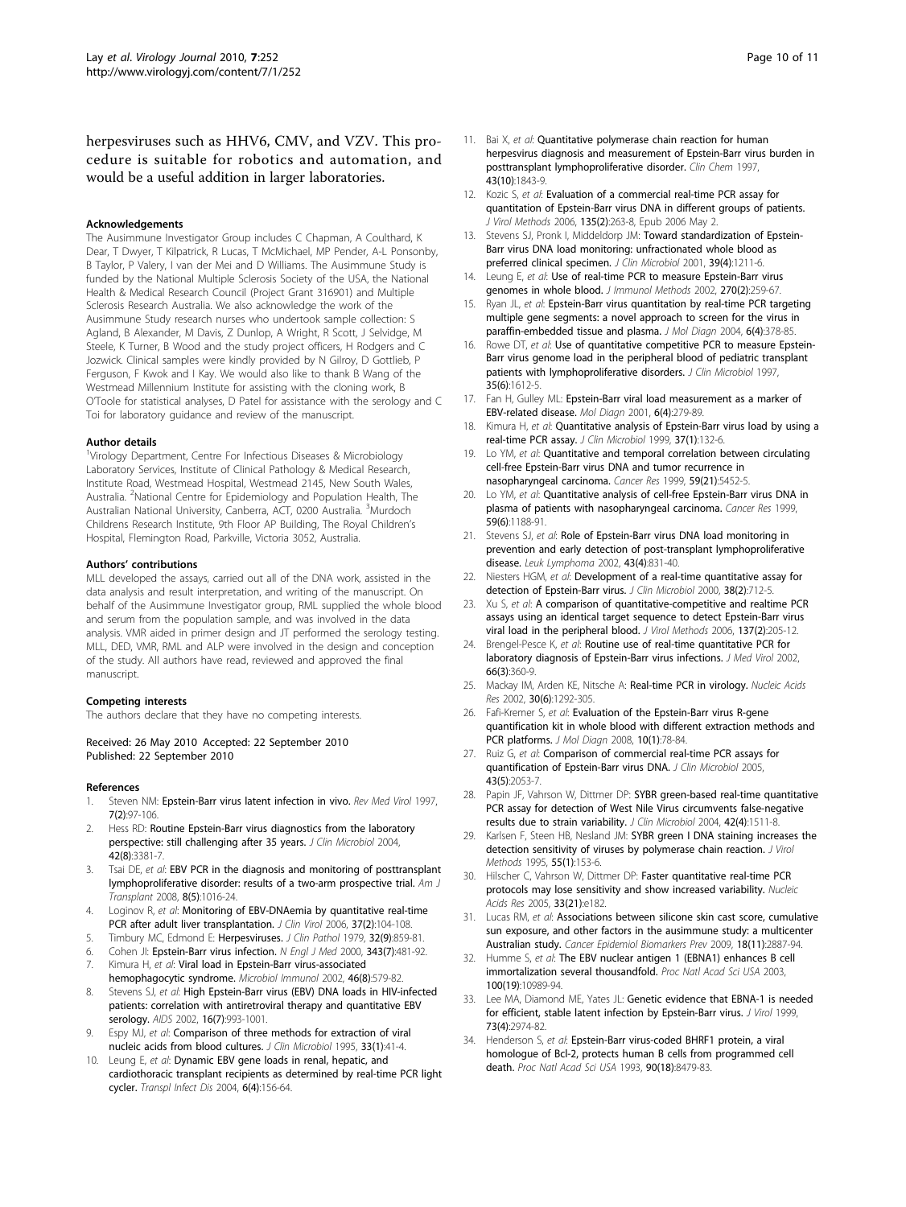herpesviruses such as HHV6, CMV, and VZV. This procedure is suitable for robotics and automation, and would be a useful addition in larger laboratories.

#### Acknowledgements

The Ausimmune Investigator Group includes C Chapman, A Coulthard, K Dear, T Dwyer, T Kilpatrick, R Lucas, T McMichael, MP Pender, A-L Ponsonby, B Taylor, P Valery, I van der Mei and D Williams. The Ausimmune Study is funded by the National Multiple Sclerosis Society of the USA, the National Health & Medical Research Council (Project Grant 316901) and Multiple Sclerosis Research Australia. We also acknowledge the work of the Ausimmune Study research nurses who undertook sample collection: S Agland, B Alexander, M Davis, Z Dunlop, A Wright, R Scott, J Selvidge, M Steele, K Turner, B Wood and the study project officers, H Rodgers and C Jozwick. Clinical samples were kindly provided by N Gilroy, D Gottlieb, P Ferguson, F Kwok and I Kay. We would also like to thank B Wang of the Westmead Millennium Institute for assisting with the cloning work, B O'Toole for statistical analyses, D Patel for assistance with the serology and C Toi for laboratory guidance and review of the manuscript.

#### Author details

[1]Virology Department, Centre For Infectious Diseases & Microbiology Laboratory Services, Institute of Clinical Pathology & Medical Research, Institute Road, Westmead Hospital, Westmead 2145, New South Wales, Australia. [2]National Centre for Epidemiology and Population Health, The Australian National University, Canberra, ACT, 0200 Australia. [3]Murdoch Childrens Research Institute, 9th Floor AP Building, The Royal Children's Hospital, Flemington Road, Parkville, Victoria 3052, Australia.

#### Authors' contributions

MLL developed the assays, carried out all of the DNA work, assisted in the data analysis and result interpretation, and writing of the manuscript. On behalf of the Ausimmune Investigator group, RML supplied the whole blood and serum from the population sample, and was involved in the data analysis. VMR aided in primer design and JT performed the serology testing. MLL, DED, VMR, RML and ALP were involved in the design and conception of the study. All authors have read, reviewed and approved the final manuscript.

#### Competing interests

The authors declare that they have no competing interests.

Received: 26 May 2010 Accepted: 22 September 2010
Published: 22 September 2010

#### References

1. Steven NM: **Epstein-Barr virus latent infection in vivo.** *Rev Med Virol* 1997, **7(2)**:97-106.
2. Hess RD: **Routine Epstein-Barr virus diagnostics from the laboratory perspective: still challenging after 35 years.** *J Clin Microbiol* 2004, **42(8)**:3381-7.
3. Tsai DE, *et al*: **EBV PCR in the diagnosis and monitoring of posttransplant lymphoproliferative disorder: results of a two-arm prospective trial.** *Am J Transplant* 2008, **8(5)**:1016-24.
4. Loginov R, *et al*: **Monitoring of EBV-DNAemia by quantitative real-time PCR after adult liver transplantation.** *J Clin Virol* 2006, **37(2)**:104-108.
5. Timbury MC, Edmond E: **Herpesviruses.** *J Clin Pathol* 1979, **32(9)**:859-81.
6. Cohen JI: **Epstein-Barr virus infection.** *N Engl J Med* 2000, **343(7)**:481-92.
7. Kimura H, *et al*: **Viral load in Epstein-Barr virus-associated hemophagocytic syndrome.** *Microbiol Immunol* 2002, **46(8)**:579-82.
8. Stevens SJ, *et al*: **High Epstein-Barr virus (EBV) DNA loads in HIV-infected patients: correlation with antiretroviral therapy and quantitative EBV serology.** *AIDS* 2002, **16(7)**:993-1001.
9. Espy MJ, *et al*: **Comparison of three methods for extraction of viral nucleic acids from blood cultures.** *J Clin Microbiol* 1995, **33(1)**:41-4.
10. Leung E, *et al*: **Dynamic EBV gene loads in renal, hepatic, and cardiothoracic transplant recipients as determined by real-time PCR light cycler.** *Transpl Infect Dis* 2004, **6(4)**:156-64.
11. Bai X, *et al*: **Quantitative polymerase chain reaction for human herpesvirus diagnosis and measurement of Epstein-Barr virus burden in posttransplant lymphoproliferative disorder.** *Clin Chem* 1997, **43(10)**:1843-9.
12. Kozic S, *et al*: **Evaluation of a commercial real-time PCR assay for quantitation of Epstein-Barr virus DNA in different groups of patients.** *J Virol Methods* 2006, **135(2)**:263-8, Epub 2006 May 2.
13. Stevens SJ, Pronk I, Middeldorp JM: **Toward standardization of Epstein-Barr virus DNA load monitoring: unfractionated whole blood as preferred clinical specimen.** *J Clin Microbiol* 2001, **39(4)**:1211-6.
14. Leung E, *et al*: **Use of real-time PCR to measure Epstein-Barr virus genomes in whole blood.** *J Immunol Methods* 2002, **270(2)**:259-67.
15. Ryan JL, *et al*: **Epstein-Barr virus quantitation by real-time PCR targeting multiple gene segments: a novel approach to screen for the virus in paraffin-embedded tissue and plasma.** *J Mol Diagn* 2004, **6(4)**:378-85.
16. Rowe DT, *et al*: **Use of quantitative competitive PCR to measure Epstein-Barr virus genome load in the peripheral blood of pediatric transplant patients with lymphoproliferative disorders.** *J Clin Microbiol* 1997, **35(6)**:1612-5.
17. Fan H, Gulley ML: **Epstein-Barr viral load measurement as a marker of EBV-related disease.** *Mol Diagn* 2001, **6(4)**:279-89.
18. Kimura H, *et al*: **Quantitative analysis of Epstein-Barr virus load by using a real-time PCR assay.** *J Clin Microbiol* 1999, **37(1)**:132-6.
19. Lo YM, *et al*: **Quantitative and temporal correlation between circulating cell-free Epstein-Barr virus DNA and tumor recurrence in nasopharyngeal carcinoma.** *Cancer Res* 1999, **59(21)**:5452-5.
20. Lo YM, *et al*: **Quantitative analysis of cell-free Epstein-Barr virus DNA in plasma of patients with nasopharyngeal carcinoma.** *Cancer Res* 1999, **59(6)**:1188-91.
21. Stevens SJ, *et al*: **Role of Epstein-Barr virus DNA load monitoring in prevention and early detection of post-transplant lymphoproliferative disease.** *Leuk Lymphoma* 2002, **43(4)**:831-40.
22. Niesters HGM, *et al*: **Development of a real-time quantitative assay for detection of Epstein-Barr virus.** *J Clin Microbiol* 2000, **38(2)**:712-5.
23. Xu S, *et al*: **A comparison of quantitative-competitive and realtime PCR assays using an identical target sequence to detect Epstein-Barr virus viral load in the peripheral blood.** *J Virol Methods* 2006, **137(2)**:205-12.
24. Brengel-Pesce K, *et al*: **Routine use of real-time quantitative PCR for laboratory diagnosis of Epstein-Barr virus infections.** *J Med Virol* 2002, **66(3)**:360-9.
25. Mackay IM, Arden KE, Nitsche A: **Real-time PCR in virology.** *Nucleic Acids Res* 2002, **30(6)**:1292-305.
26. Fafi-Kremer S, *et al*: **Evaluation of the Epstein-Barr virus R-gene quantification kit in whole blood with different extraction methods and PCR platforms.** *J Mol Diagn* 2008, **10(1)**:78-84.
27. Ruiz G, *et al*: **Comparison of commercial real-time PCR assays for quantification of Epstein-Barr virus DNA.** *J Clin Microbiol* 2005, **43(5)**:2053-7.
28. Papin JF, Vahrson W, Dittmer DP: **SYBR green-based real-time quantitative PCR assay for detection of West Nile Virus circumvents false-negative results due to strain variability.** *J Clin Microbiol* 2004, **42(4)**:1511-8.
29. Karlsen F, Steen HB, Nesland JM: **SYBR green I DNA staining increases the detection sensitivity of viruses by polymerase chain reaction.** *J Virol Methods* 1995, **55(1)**:153-6.
30. Hilscher C, Vahrson W, Dittmer DP: **Faster quantitative real-time PCR protocols may lose sensitivity and show increased variability.** *Nucleic Acids Res* 2005, **33(21)**:e182.
31. Lucas RM, *et al*: **Associations between silicone skin cast score, cumulative sun exposure, and other factors in the ausimmune study: a multicenter Australian study.** *Cancer Epidemiol Biomarkers Prev* 2009, **18(11)**:2887-94.
32. Humme S, *et al*: **The EBV nuclear antigen 1 (EBNA1) enhances B cell immortalization several thousandfold.** *Proc Natl Acad Sci USA* 2003, **100(19)**:10989-94.
33. Lee MA, Diamond ME, Yates JL: **Genetic evidence that EBNA-1 is needed for efficient, stable latent infection by Epstein-Barr virus.** *J Virol* 1999, **73(4)**:2974-82.
34. Henderson S, *et al*: **Epstein-Barr virus-coded BHRF1 protein, a viral homologue of Bcl-2, protects human B cells from programmed cell death.** *Proc Natl Acad Sci USA* 1993, **90(18)**:8479-83.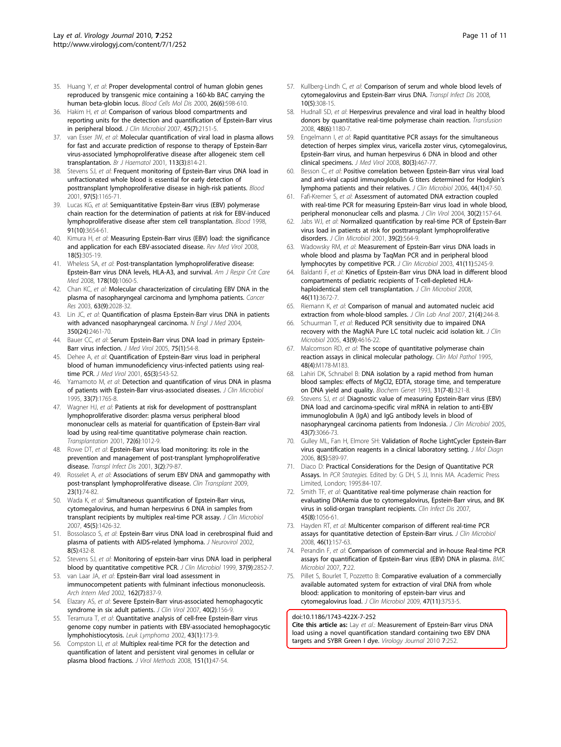35. Huang Y, *et al*: Proper developmental control of human globin genes reproduced by transgenic mice containing a 160-kb BAC carrying the human beta-globin locus. *Blood Cells Mol Dis* 2000, 26(6):598-610.
36. Hakim H, *et al*: Comparison of various blood compartments and reporting units for the detection and quantification of Epstein-Barr virus in peripheral blood. *J Clin Microbiol* 2007, 45(7):2151-5.
37. van Esser JW, *et al*: Molecular quantification of viral load in plasma allows for fast and accurate prediction of response to therapy of Epstein-Barr virus-associated lymphoproliferative disease after allogeneic stem cell transplantation. *Br J Haematol* 2001, 113(3):814-21.
38. Stevens SJ, *et al*: Frequent monitoring of Epstein-Barr virus DNA load in unfractionated whole blood is essential for early detection of posttransplant lymphoproliferative disease in high-risk patients. *Blood* 2001, 97(5):1165-71.
39. Lucas KG, *et al*: Semiquantitative Epstein-Barr virus (EBV) polymerase chain reaction for the determination of patients at risk for EBV-induced lymphoproliferative disease after stem cell transplantation. *Blood* 1998, 91(10):3654-61.
40. Kimura H, *et al*: Measuring Epstein-Barr virus (EBV) load: the significance and application for each EBV-associated disease. *Rev Med Virol* 2008, 18(5):305-19.
41. Wheless SA, *et al*: Post-transplantation lymphoproliferative disease: Epstein-Barr virus DNA levels, HLA-A3, and survival. *Am J Respir Crit Care Med* 2008, 178(10):1060-5.
42. Chan KC, *et al*: Molecular characterization of circulating EBV DNA in the plasma of nasopharyngeal carcinoma and lymphoma patients. *Cancer Res* 2003, 63(9):2028-32.
43. Lin JC, *et al*: Quantification of plasma Epstein-Barr virus DNA in patients with advanced nasopharyngeal carcinoma. *N Engl J Med* 2004, 350(24):2461-70.
44. Bauer CC, *et al*: Serum Epstein-Barr virus DNA load in primary Epstein-Barr virus infection. *J Med Virol* 2005, 75(1):54-8.
45. Dehee A, *et al*: Quantification of Epstein-Barr virus load in peripheral blood of human immunodeficiency virus-infected patients using real-time PCR. *J Med Virol* 2001, 65(3):543-52.
46. Yamamoto M, *et al*: Detection and quantification of virus DNA in plasma of patients with Epstein-Barr virus-associated diseases. *J Clin Microbiol* 1995, 33(7):1765-8.
47. Wagner HJ, *et al*: Patients at risk for development of posttransplant lymphoproliferative disorder: plasma versus peripheral blood mononuclear cells as material for quantification of Epstein-Barr viral load by using real-time quantitative polymerase chain reaction. *Transplantation* 2001, 72(6):1012-9.
48. Rowe DT, *et al*: Epstein-Barr virus load monitoring: its role in the prevention and management of post-transplant lymphoproliferative disease. *Transpl Infect Dis* 2001, 3(2):79-87.
49. Rosselet A, *et al*: Associations of serum EBV DNA and gammopathy with post-transplant lymphoproliferative disease. *Clin Transplant* 2009, 23(1):74-82.
50. Wada K, *et al*: Simultaneous quantification of Epstein-Barr virus, cytomegalovirus, and human herpesvirus 6 DNA in samples from transplant recipients by multiplex real-time PCR assay. *J Clin Microbiol* 2007, 45(5):1426-32.
51. Bossolasco S, *et al*: Epstein-Barr virus DNA load in cerebrospinal fluid and plasma of patients with AIDS-related lymphoma. *J Neurovirol* 2002, 8(5):432-8.
52. Stevens SJ, *et al*: Monitoring of epstein-barr virus DNA load in peripheral blood by quantitative competitive PCR. *J Clin Microbiol* 1999, 37(9):2852-7.
53. van Laar JA, *et al*: Epstein-Barr viral load assessment in immunocompetent patients with fulminant infectious mononucleosis. *Arch Intern Med* 2002, 162(7):837-9.
54. Elazary AS, *et al*: Severe Epstein-Barr virus-associated hemophagocytic syndrome in six adult patients. *J Clin Virol* 2007, 40(2):156-9.
55. Teramura T, *et al*: Quantitative analysis of cell-free Epstein-Barr virus genome copy number in patients with EBV-associated hemophagocytic lymphohistiocytosis. *Leuk Lymphoma* 2002, 43(1):173-9.
56. Compston LI, *et al*: Multiplex real-time PCR for the detection and quantification of latent and persistent viral genomes in cellular or plasma blood fractions. *J Virol Methods* 2008, 151(1):47-54.
57. Kullberg-Lindh C, *et al*: Comparison of serum and whole blood levels of cytomegalovirus and Epstein-Barr virus DNA. *Transpl Infect Dis* 2008, 10(5):308-15.
58. Hudnall SD, *et al*: Herpesvirus prevalence and viral load in healthy blood donors by quantitative real-time polymerase chain reaction. *Transfusion* 2008, 48(6):1180-7.
59. Engelmann I, *et al*: Rapid quantitative PCR assays for the simultaneous detection of herpes simplex virus, varicella zoster virus, cytomegalovirus, Epstein-Barr virus, and human herpesvirus 6 DNA in blood and other clinical specimens. *J Med Virol* 2008, 80(3):467-77.
60. Besson C, *et al*: Positive correlation between Epstein-Barr virus viral load and anti-viral capsid immunoglobulin G titers determined for Hodgkin's lymphoma patients and their relatives. *J Clin Microbiol* 2006, 44(1):47-50.
61. Fafi-Kremer S, *et al*: Assessment of automated DNA extraction coupled with real-time PCR for measuring Epstein-Barr virus load in whole blood, peripheral mononuclear cells and plasma. *J Clin Virol* 2004, 30(2):157-64.
62. Jabs WJ, *et al*: Normalized quantification by real-time PCR of Epstein-Barr virus load in patients at risk for posttransplant lymphoproliferative disorders. *J Clin Microbiol* 2001, 39(2):564-9.
63. Wadowsky RM, *et al*: Measurement of Epstein-Barr virus DNA loads in whole blood and plasma by TaqMan PCR and in peripheral blood lymphocytes by competitive PCR. *J Clin Microbiol* 2003, 41(11):5245-9.
64. Baldanti F, *et al*: Kinetics of Epstein-Barr virus DNA load in different blood compartments of pediatric recipients of T-cell-depleted HLA-haploidentical stem cell transplantation. *J Clin Microbiol* 2008, 46(11):3672-7.
65. Riemann K, *et al*: Comparison of manual and automated nucleic acid extraction from whole-blood samples. *J Clin Lab Anal* 2007, 21(4):244-8.
66. Schuurman T, *et al*: Reduced PCR sensitivity due to impaired DNA recovery with the MagNA Pure LC total nucleic acid isolation kit. *J Clin Microbiol* 2005, 43(9):4616-22.
67. Malcomson RD, *et al*: The scope of quantitative polymerase chain reaction assays in clinical molecular pathology. *Clin Mol Pathol* 1995, 48(4):M178-M183.
68. Lahiri DK, Schnabel B: DNA isolation by a rapid method from human blood samples: effects of MgCl2, EDTA, storage time, and temperature on DNA yield and quality. *Biochem Genet* 1993, 31(7-8):321-8.
69. Stevens SJ, *et al*: Diagnostic value of measuring Epstein-Barr virus (EBV) DNA load and carcinoma-specific viral mRNA in relation to anti-EBV immunoglobulin A (IgA) and IgG antibody levels in blood of nasopharyngeal carcinoma patients from Indonesia. *J Clin Microbiol* 2005, 43(7):3066-73.
70. Gulley ML, Fan H, Elmore SH: Validation of Roche LightCycler Epstein-Barr virus quantification reagents in a clinical laboratory setting. *J Mol Diagn* 2006, 8(5):589-97.
71. Diaco D: Practical Considerations for the Design of Quantitative PCR Assays. In *PCR Strategies.* Edited by: G DH, S JJ, Innis MA. Academic Press Limited, London; 1995:84-107.
72. Smith TF, *et al*: Quantitative real-time polymerase chain reaction for evaluating DNAemia due to cytomegalovirus, Epstein-Barr virus, and BK virus in solid-organ transplant recipients. *Clin Infect Dis* 2007, 45(8):1056-61.
73. Hayden RT, *et al*: Multicenter comparison of different real-time PCR assays for quantitative detection of Epstein-Barr virus. *J Clin Microbiol* 2008, 46(1):157-63.
74. Perandin F, *et al*: Comparison of commercial and in-house Real-time PCR assays for quantification of Epstein-Barr virus (EBV) DNA in plasma. *BMC Microbiol* 2007, 7:22.
75. Pillet S, Bourlet T, Pozzetto B: Comparative evaluation of a commercially available automated system for extraction of viral DNA from whole blood: application to monitoring of epstein-barr virus and cytomegalovirus load. *J Clin Microbiol* 2009, 47(11):3753-5.

doi:10.1186/1743-422X-7-252

**Cite this article as:** Lay *et al.*: Measurement of Epstein-Barr virus DNA load using a novel quantification standard containing two EBV DNA targets and SYBR Green I dye. *Virology Journal* 2010 7:252.